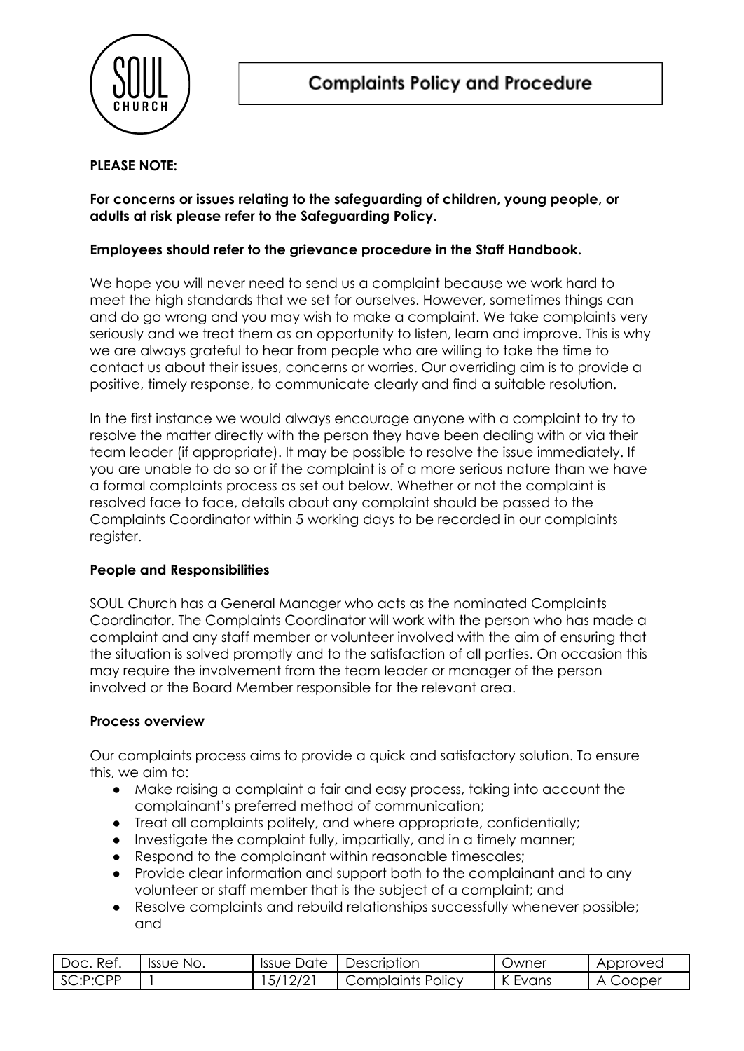# Complaints Policy and Procedure

**PLEASE NOTE:**

**For concerns or issues relating to the safeguarding of children, young people, or adults at risk please refer to the Safeguarding Policy.**

**Employees should refer to the grievance procedure in the Staff Handbook.**

We hope you will never need to send us a complaint because we work hard to meet the high standards that we set for ourselves. However, sometimes things can and do go wrong and you may wish to make a complaint. We take complaints very seriously and we treat them as an opportunity to listen, learn and improve. This is why we are always grateful to hear from people who are willing to take the time to contact us about their issues, concerns or worries. Our overriding aim is to provide a positive, timely response, to communicate clearly and find a suitable resolution.

In the first instance we would always encourage anyone with a complaint to try to resolve the matter directly with the person they have been dealing with or via their team leader (if appropriate). It may be possible to resolve the issue immediately. If you are unable to do so or if the complaint is of a more serious nature than we have a formal complaints process as set out below. Whether or not the complaint is resolved face to face, details about any complaint should be passed to the Complaints Coordinator within 5 working days to be recorded in our complaints register.

**People and Responsibilities**

SOUL Church has a General Manager who acts as the nominated Complaints Coordinator. The Complaints Coordinator will work with the person who has made a complaint and any staff member or volunteer involved with the aim of ensuring that the situation is solved promptly and to the satisfaction of all parties. On occasion this may require the involvement from the team leader or manager of the person involved or the Board Member responsible for the relevant area.

**Process overview**

Our complaints process aims to provide a quick and satisfactory solution. To ensure this, we aim to:

- Make raising a complaint a fair and easy process, taking into account the complainant's preferred method of communication;
- Treat all complaints politely, and where appropriate, confidentially;
- Investigate the complaint fully, impartially, and in a timely manner;
- Respond to the complainant within reasonable timescales;
- Provide clear information and support both to the complainant and to any volunteer or staff member that is the subject of a complaint; and
- Resolve complaints and rebuild relationships successfully whenever possible; and

| Doc. Ref. | Issue No. | Issue Date | Description | Owner | Approved |
|---|---|---|---|---|---|
| SC:P:CPP | 1 | 15/12/21 | Complaints Policy | K Evans | A Cooper |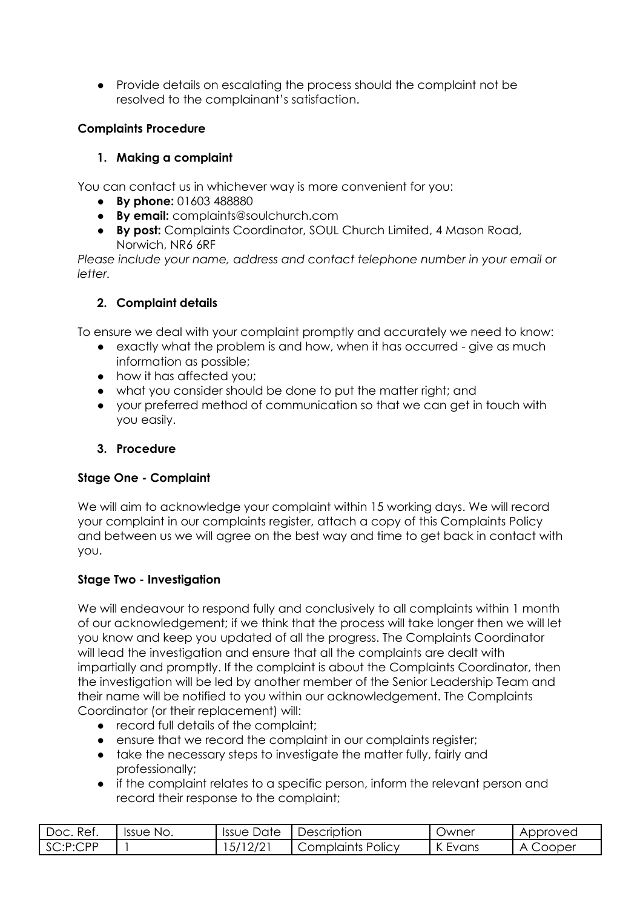- Provide details on escalating the process should the complaint not be resolved to the complainant's satisfaction.

**Complaints Procedure**

1. **Making a complaint**

You can contact us in whichever way is more convenient for you:

- **By phone:** 01603 488880
- **By email:** complaints@soulchurch.com
- **By post:** Complaints Coordinator, SOUL Church Limited, 4 Mason Road, Norwich, NR6 6RF

*Please include your name, address and contact telephone number in your email or letter.*

2. **Complaint details**

To ensure we deal with your complaint promptly and accurately we need to know:

- exactly what the problem is and how, when it has occurred - give as much information as possible;
- how it has affected you;
- what you consider should be done to put the matter right; and
- your preferred method of communication so that we can get in touch with you easily.

3. **Procedure**

**Stage One - Complaint**

We will aim to acknowledge your complaint within 15 working days. We will record your complaint in our complaints register, attach a copy of this Complaints Policy and between us we will agree on the best way and time to get back in contact with you.

**Stage Two - Investigation**

We will endeavour to respond fully and conclusively to all complaints within 1 month of our acknowledgement; if we think that the process will take longer then we will let you know and keep you updated of all the progress. The Complaints Coordinator will lead the investigation and ensure that all the complaints are dealt with impartially and promptly. If the complaint is about the Complaints Coordinator, then the investigation will be led by another member of the Senior Leadership Team and their name will be notified to you within our acknowledgement. The Complaints Coordinator (or their replacement) will:

- record full details of the complaint;
- ensure that we record the complaint in our complaints register;
- take the necessary steps to investigate the matter fully, fairly and professionally;
- if the complaint relates to a specific person, inform the relevant person and record their response to the complaint;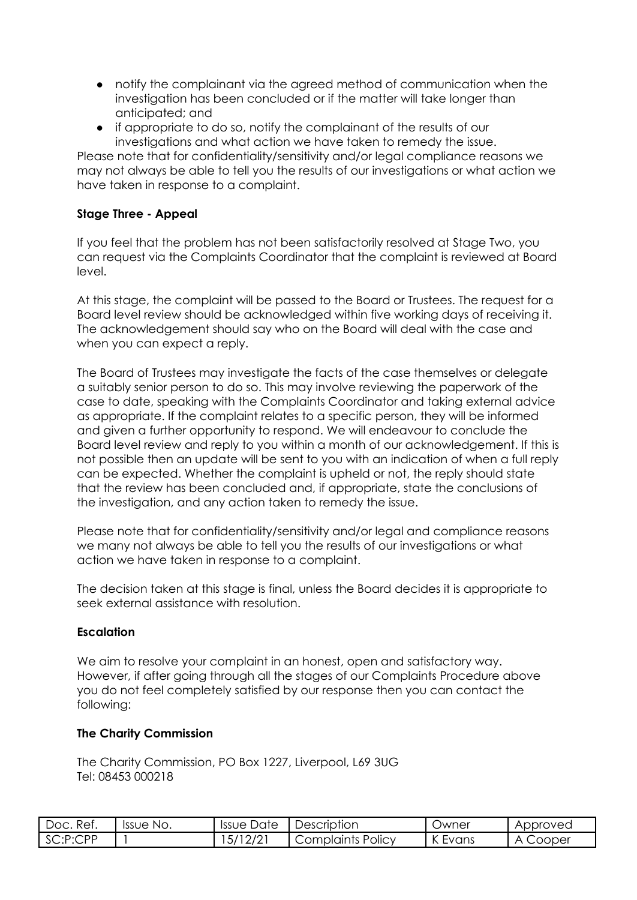- notify the complainant via the agreed method of communication when the investigation has been concluded or if the matter will take longer than anticipated; and
- if appropriate to do so, notify the complainant of the results of our investigations and what action we have taken to remedy the issue.

Please note that for confidentiality/sensitivity and/or legal compliance reasons we may not always be able to tell you the results of our investigations or what action we have taken in response to a complaint.

**Stage Three - Appeal**

If you feel that the problem has not been satisfactorily resolved at Stage Two, you can request via the Complaints Coordinator that the complaint is reviewed at Board level.

At this stage, the complaint will be passed to the Board or Trustees. The request for a Board level review should be acknowledged within five working days of receiving it. The acknowledgement should say who on the Board will deal with the case and when you can expect a reply.

The Board of Trustees may investigate the facts of the case themselves or delegate a suitably senior person to do so. This may involve reviewing the paperwork of the case to date, speaking with the Complaints Coordinator and taking external advice as appropriate. If the complaint relates to a specific person, they will be informed and given a further opportunity to respond. We will endeavour to conclude the Board level review and reply to you within a month of our acknowledgement. If this is not possible then an update will be sent to you with an indication of when a full reply can be expected. Whether the complaint is upheld or not, the reply should state that the review has been concluded and, if appropriate, state the conclusions of the investigation, and any action taken to remedy the issue.

Please note that for confidentiality/sensitivity and/or legal and compliance reasons we many not always be able to tell you the results of our investigations or what action we have taken in response to a complaint.

The decision taken at this stage is final, unless the Board decides it is appropriate to seek external assistance with resolution.

**Escalation**

We aim to resolve your complaint in an honest, open and satisfactory way. However, if after going through all the stages of our Complaints Procedure above you do not feel completely satisfied by our response then you can contact the following:

**The Charity Commission**

The Charity Commission, PO Box 1227, Liverpool, L69 3UG
Tel: 08453 000218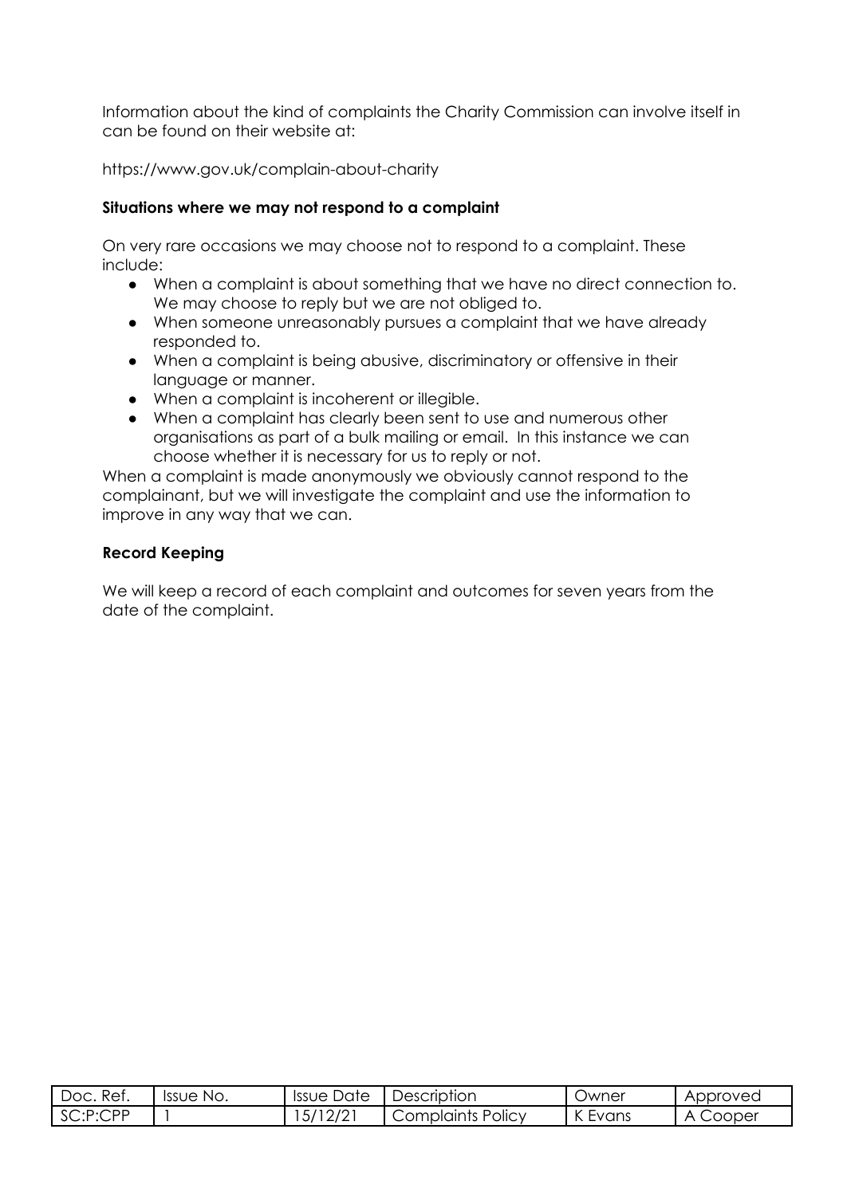Information about the kind of complaints the Charity Commission can involve itself in can be found on their website at:

https://www.gov.uk/complain-about-charity

**Situations where we may not respond to a complaint**

On very rare occasions we may choose not to respond to a complaint. These include:

- When a complaint is about something that we have no direct connection to. We may choose to reply but we are not obliged to.
- When someone unreasonably pursues a complaint that we have already responded to.
- When a complaint is being abusive, discriminatory or offensive in their language or manner.
- When a complaint is incoherent or illegible.
- When a complaint has clearly been sent to use and numerous other organisations as part of a bulk mailing or email. In this instance we can choose whether it is necessary for us to reply or not.

When a complaint is made anonymously we obviously cannot respond to the complainant, but we will investigate the complaint and use the information to improve in any way that we can.

**Record Keeping**

We will keep a record of each complaint and outcomes for seven years from the date of the complaint.

| Doc. Ref. | Issue No. | Issue Date | Description | Owner | Approved |
|---|---|---|---|---|---|
| SC:P:CPP | 1 | 15/12/21 | Complaints Policy | K Evans | A Cooper |